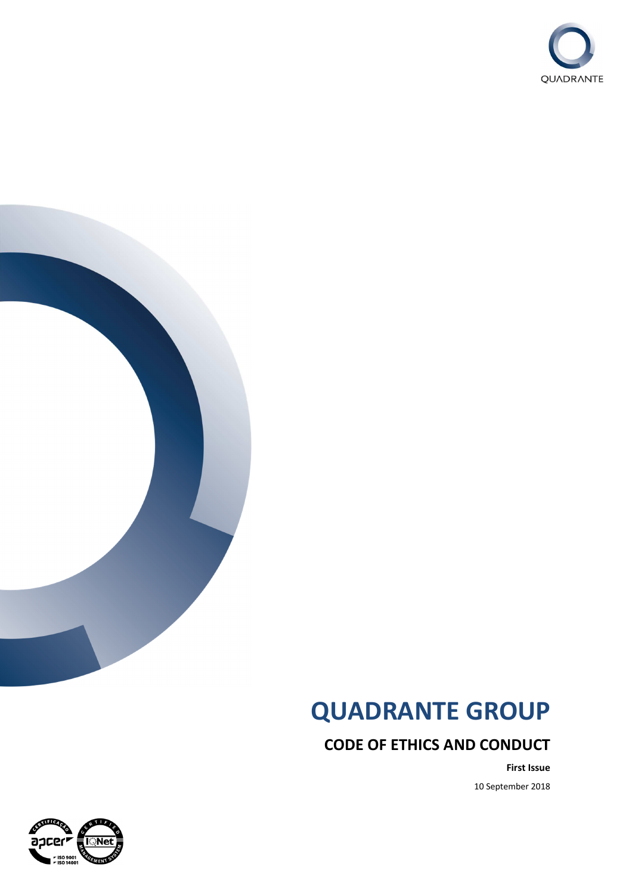# QUADRANTE GROUP

## CODE OF ETHICS AND CONDUCT

**First Issue**

10 September 2018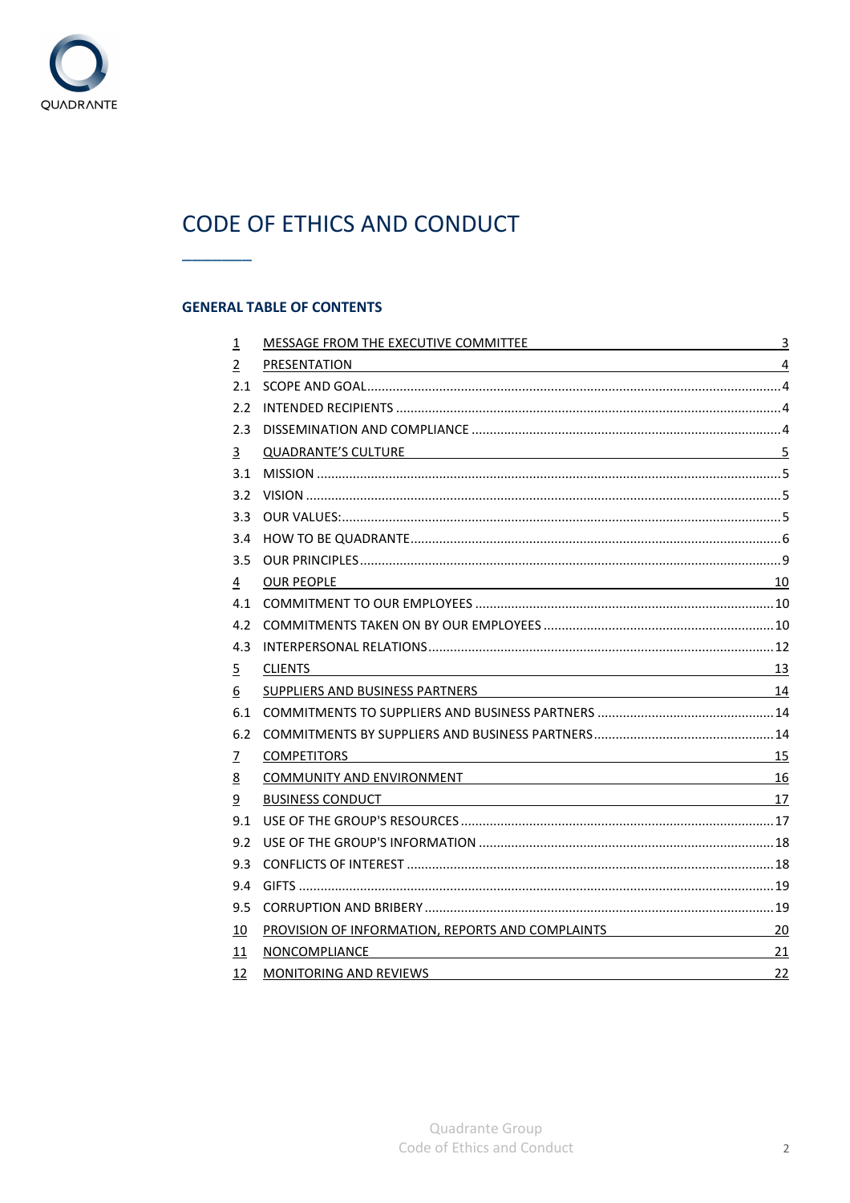QUADRANTE

# CODE OF ETHICS AND CONDUCT

## GENERAL TABLE OF CONTENTS

| | | |
|---|---|---|
| 1 | MESSAGE FROM THE EXECUTIVE COMMITTEE | 3 |
| 2 | PRESENTATION | 4 |
| 2.1 | SCOPE AND GOAL | 4 |
| 2.2 | INTENDED RECIPIENTS | 4 |
| 2.3 | DISSEMINATION AND COMPLIANCE | 4 |
| 3 | QUADRANTE'S CULTURE | 5 |
| 3.1 | MISSION | 5 |
| 3.2 | VISION | 5 |
| 3.3 | OUR VALUES: | 5 |
| 3.4 | HOW TO BE QUADRANTE | 6 |
| 3.5 | OUR PRINCIPLES | 9 |
| 4 | OUR PEOPLE | 10 |
| 4.1 | COMMITMENT TO OUR EMPLOYEES | 10 |
| 4.2 | COMMITMENTS TAKEN ON BY OUR EMPLOYEES | 10 |
| 4.3 | INTERPERSONAL RELATIONS | 12 |
| 5 | CLIENTS | 13 |
| 6 | SUPPLIERS AND BUSINESS PARTNERS | 14 |
| 6.1 | COMMITMENTS TO SUPPLIERS AND BUSINESS PARTNERS | 14 |
| 6.2 | COMMITMENTS BY SUPPLIERS AND BUSINESS PARTNERS | 14 |
| 7 | COMPETITORS | 15 |
| 8 | COMMUNITY AND ENVIRONMENT | 16 |
| 9 | BUSINESS CONDUCT | 17 |
| 9.1 | USE OF THE GROUP'S RESOURCES | 17 |
| 9.2 | USE OF THE GROUP'S INFORMATION | 18 |
| 9.3 | CONFLICTS OF INTEREST | 18 |
| 9.4 | GIFTS | 19 |
| 9.5 | CORRUPTION AND BRIBERY | 19 |
| 10 | PROVISION OF INFORMATION, REPORTS AND COMPLAINTS | 20 |
| 11 | NONCOMPLIANCE | 21 |
| 12 | MONITORING AND REVIEWS | 22 |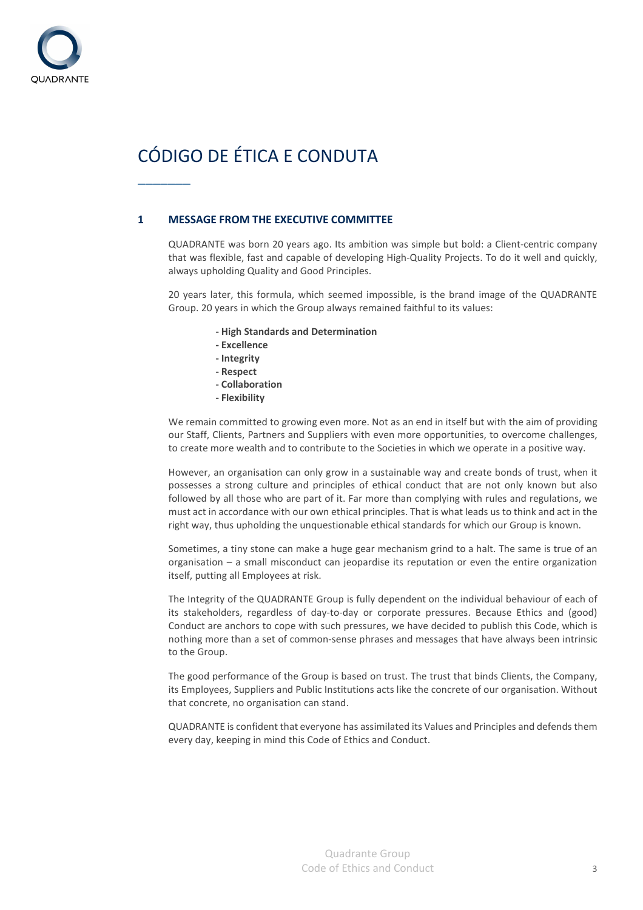# CÓDIGO DE ÉTICA E CONDUTA

## 1 MESSAGE FROM THE EXECUTIVE COMMITTEE

QUADRANTE was born 20 years ago. Its ambition was simple but bold: a Client-centric company that was flexible, fast and capable of developing High-Quality Projects. To do it well and quickly, always upholding Quality and Good Principles.

20 years later, this formula, which seemed impossible, is the brand image of the QUADRANTE Group. 20 years in which the Group always remained faithful to its values:

- **High Standards and Determination**
- **Excellence**
- **Integrity**
- **Respect**
- **Collaboration**
- **Flexibility**

We remain committed to growing even more. Not as an end in itself but with the aim of providing our Staff, Clients, Partners and Suppliers with even more opportunities, to overcome challenges, to create more wealth and to contribute to the Societies in which we operate in a positive way.

However, an organisation can only grow in a sustainable way and create bonds of trust, when it possesses a strong culture and principles of ethical conduct that are not only known but also followed by all those who are part of it. Far more than complying with rules and regulations, we must act in accordance with our own ethical principles. That is what leads us to think and act in the right way, thus upholding the unquestionable ethical standards for which our Group is known.

Sometimes, a tiny stone can make a huge gear mechanism grind to a halt. The same is true of an organisation – a small misconduct can jeopardise its reputation or even the entire organization itself, putting all Employees at risk.

The Integrity of the QUADRANTE Group is fully dependent on the individual behaviour of each of its stakeholders, regardless of day-to-day or corporate pressures. Because Ethics and (good) Conduct are anchors to cope with such pressures, we have decided to publish this Code, which is nothing more than a set of common-sense phrases and messages that have always been intrinsic to the Group.

The good performance of the Group is based on trust. The trust that binds Clients, the Company, its Employees, Suppliers and Public Institutions acts like the concrete of our organisation. Without that concrete, no organisation can stand.

QUADRANTE is confident that everyone has assimilated its Values and Principles and defends them every day, keeping in mind this Code of Ethics and Conduct.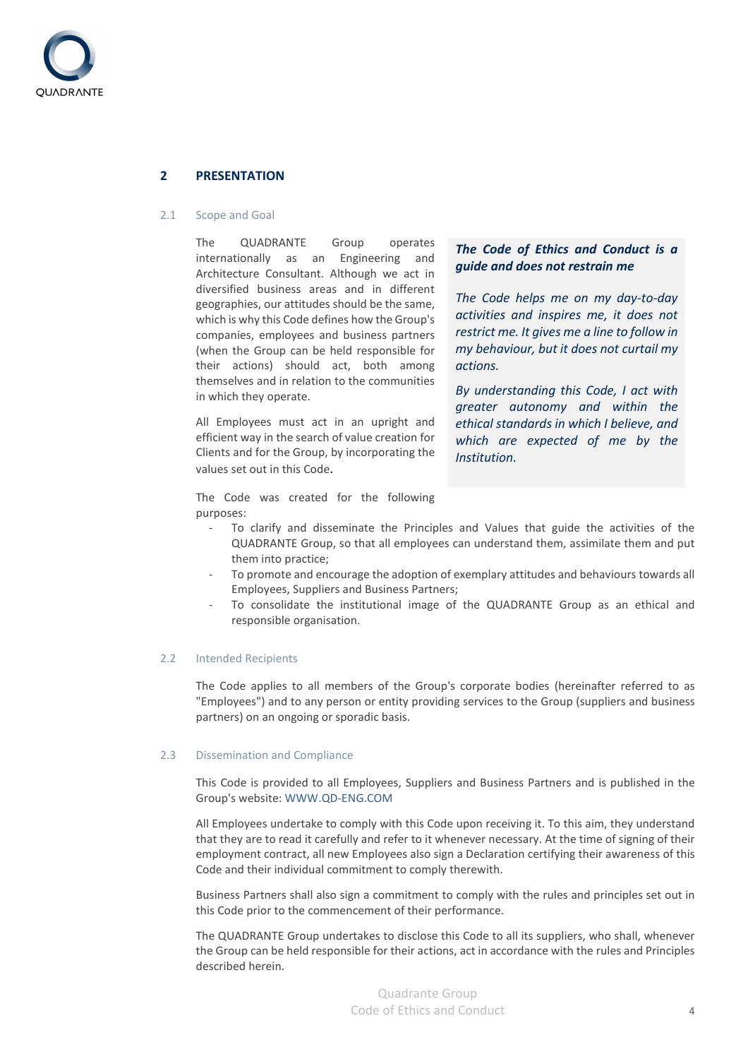## 2 PRESENTATION

### 2.1 Scope and Goal

The QUADRANTE Group operates internationally as an Engineering and Architecture Consultant. Although we act in diversified business areas and in different geographies, our attitudes should be the same, which is why this Code defines how the Group's companies, employees and business partners (when the Group can be held responsible for their actions) should act, both among themselves and in relation to the communities in which they operate.

All Employees must act in an upright and efficient way in the search of value creation for Clients and for the Group, by incorporating the values set out in this Code.

***The Code of Ethics and Conduct is a guide and does not restrain me***

*The Code helps me on my day-to-day activities and inspires me, it does not restrict me. It gives me a line to follow in my behaviour, but it does not curtail my actions.*

*By understanding this Code, I act with greater autonomy and within the ethical standards in which I believe, and which are expected of me by the Institution.*

The Code was created for the following purposes:

- To clarify and disseminate the Principles and Values that guide the activities of the QUADRANTE Group, so that all employees can understand them, assimilate them and put them into practice;
- To promote and encourage the adoption of exemplary attitudes and behaviours towards all Employees, Suppliers and Business Partners;
- To consolidate the institutional image of the QUADRANTE Group as an ethical and responsible organisation.

### 2.2 Intended Recipients

The Code applies to all members of the Group's corporate bodies (hereinafter referred to as "Employees") and to any person or entity providing services to the Group (suppliers and business partners) on an ongoing or sporadic basis.

### 2.3 Dissemination and Compliance

This Code is provided to all Employees, Suppliers and Business Partners and is published in the Group's website: WWW.QD-ENG.COM

All Employees undertake to comply with this Code upon receiving it. To this aim, they understand that they are to read it carefully and refer to it whenever necessary. At the time of signing of their employment contract, all new Employees also sign a Declaration certifying their awareness of this Code and their individual commitment to comply therewith.

Business Partners shall also sign a commitment to comply with the rules and principles set out in this Code prior to the commencement of their performance.

The QUADRANTE Group undertakes to disclose this Code to all its suppliers, who shall, whenever the Group can be held responsible for their actions, act in accordance with the rules and Principles described herein.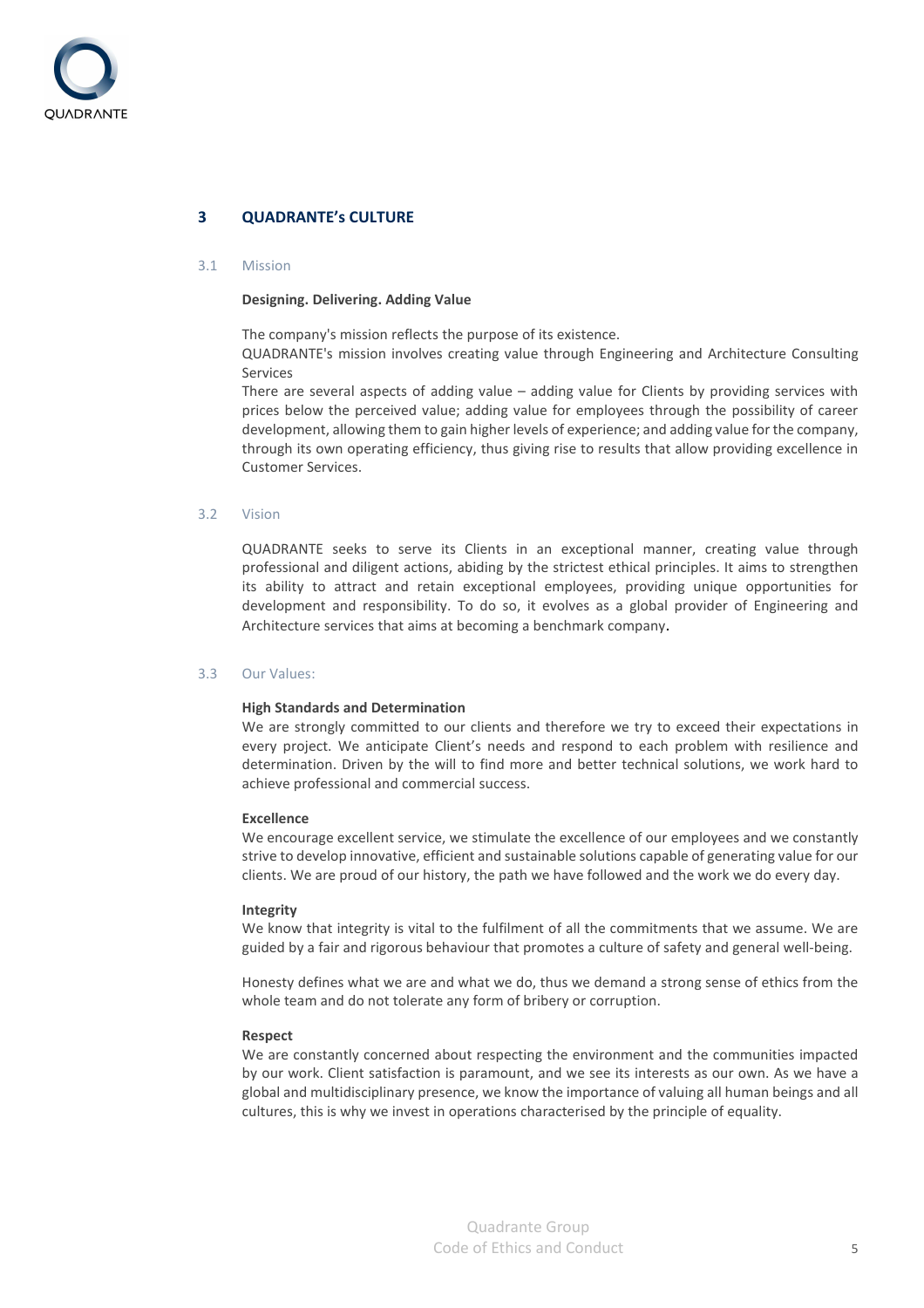# 3 QUADRANTE's CULTURE

## 3.1 Mission

**Designing. Delivering. Adding Value**

The company's mission reflects the purpose of its existence.
QUADRANTE's mission involves creating value through Engineering and Architecture Consulting Services
There are several aspects of adding value – adding value for Clients by providing services with prices below the perceived value; adding value for employees through the possibility of career development, allowing them to gain higher levels of experience; and adding value for the company, through its own operating efficiency, thus giving rise to results that allow providing excellence in Customer Services.

## 3.2 Vision

QUADRANTE seeks to serve its Clients in an exceptional manner, creating value through professional and diligent actions, abiding by the strictest ethical principles. It aims to strengthen its ability to attract and retain exceptional employees, providing unique opportunities for development and responsibility. To do so, it evolves as a global provider of Engineering and Architecture services that aims at becoming a benchmark company.

## 3.3 Our Values:

**High Standards and Determination**
We are strongly committed to our clients and therefore we try to exceed their expectations in every project. We anticipate Client's needs and respond to each problem with resilience and determination. Driven by the will to find more and better technical solutions, we work hard to achieve professional and commercial success.

**Excellence**
We encourage excellent service, we stimulate the excellence of our employees and we constantly strive to develop innovative, efficient and sustainable solutions capable of generating value for our clients. We are proud of our history, the path we have followed and the work we do every day.

**Integrity**
We know that integrity is vital to the fulfilment of all the commitments that we assume. We are guided by a fair and rigorous behaviour that promotes a culture of safety and general well-being.

Honesty defines what we are and what we do, thus we demand a strong sense of ethics from the whole team and do not tolerate any form of bribery or corruption.

**Respect**
We are constantly concerned about respecting the environment and the communities impacted by our work. Client satisfaction is paramount, and we see its interests as our own. As we have a global and multidisciplinary presence, we know the importance of valuing all human beings and all cultures, this is why we invest in operations characterised by the principle of equality.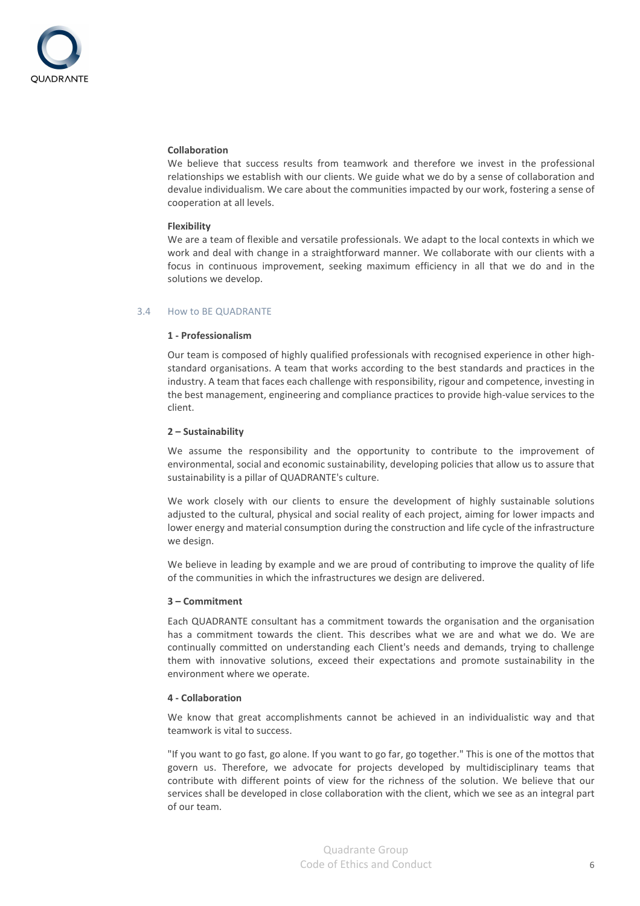**Collaboration**

We believe that success results from teamwork and therefore we invest in the professional relationships we establish with our clients. We guide what we do by a sense of collaboration and devalue individualism. We care about the communities impacted by our work, fostering a sense of cooperation at all levels.

**Flexibility**

We are a team of flexible and versatile professionals. We adapt to the local contexts in which we work and deal with change in a straightforward manner. We collaborate with our clients with a focus in continuous improvement, seeking maximum efficiency in all that we do and in the solutions we develop.

### 3.4 How to BE QUADRANTE

**1 - Professionalism**

Our team is composed of highly qualified professionals with recognised experience in other high-standard organisations. A team that works according to the best standards and practices in the industry. A team that faces each challenge with responsibility, rigour and competence, investing in the best management, engineering and compliance practices to provide high-value services to the client.

**2 – Sustainability**

We assume the responsibility and the opportunity to contribute to the improvement of environmental, social and economic sustainability, developing policies that allow us to assure that sustainability is a pillar of QUADRANTE's culture.

We work closely with our clients to ensure the development of highly sustainable solutions adjusted to the cultural, physical and social reality of each project, aiming for lower impacts and lower energy and material consumption during the construction and life cycle of the infrastructure we design.

We believe in leading by example and we are proud of contributing to improve the quality of life of the communities in which the infrastructures we design are delivered.

**3 – Commitment**

Each QUADRANTE consultant has a commitment towards the organisation and the organisation has a commitment towards the client. This describes what we are and what we do. We are continually committed on understanding each Client's needs and demands, trying to challenge them with innovative solutions, exceed their expectations and promote sustainability in the environment where we operate.

**4 - Collaboration**

We know that great accomplishments cannot be achieved in an individualistic way and that teamwork is vital to success.

"If you want to go fast, go alone. If you want to go far, go together." This is one of the mottos that govern us. Therefore, we advocate for projects developed by multidisciplinary teams that contribute with different points of view for the richness of the solution. We believe that our services shall be developed in close collaboration with the client, which we see as an integral part of our team.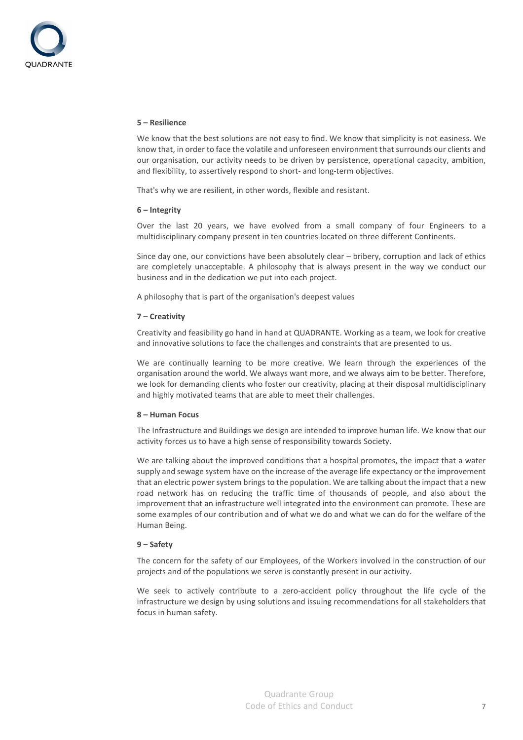**5 – Resilience**

We know that the best solutions are not easy to find. We know that simplicity is not easiness. We know that, in order to face the volatile and unforeseen environment that surrounds our clients and our organisation, our activity needs to be driven by persistence, operational capacity, ambition, and flexibility, to assertively respond to short- and long-term objectives.

That's why we are resilient, in other words, flexible and resistant.

**6 – Integrity**

Over the last 20 years, we have evolved from a small company of four Engineers to a multidisciplinary company present in ten countries located on three different Continents.

Since day one, our convictions have been absolutely clear – bribery, corruption and lack of ethics are completely unacceptable. A philosophy that is always present in the way we conduct our business and in the dedication we put into each project.

A philosophy that is part of the organisation's deepest values

**7 – Creativity**

Creativity and feasibility go hand in hand at QUADRANTE. Working as a team, we look for creative and innovative solutions to face the challenges and constraints that are presented to us.

We are continually learning to be more creative. We learn through the experiences of the organisation around the world. We always want more, and we always aim to be better. Therefore, we look for demanding clients who foster our creativity, placing at their disposal multidisciplinary and highly motivated teams that are able to meet their challenges.

**8 – Human Focus**

The Infrastructure and Buildings we design are intended to improve human life. We know that our activity forces us to have a high sense of responsibility towards Society.

We are talking about the improved conditions that a hospital promotes, the impact that a water supply and sewage system have on the increase of the average life expectancy or the improvement that an electric power system brings to the population. We are talking about the impact that a new road network has on reducing the traffic time of thousands of people, and also about the improvement that an infrastructure well integrated into the environment can promote. These are some examples of our contribution and of what we do and what we can do for the welfare of the Human Being.

**9 – Safety**

The concern for the safety of our Employees, of the Workers involved in the construction of our projects and of the populations we serve is constantly present in our activity.

We seek to actively contribute to a zero-accident policy throughout the life cycle of the infrastructure we design by using solutions and issuing recommendations for all stakeholders that focus in human safety.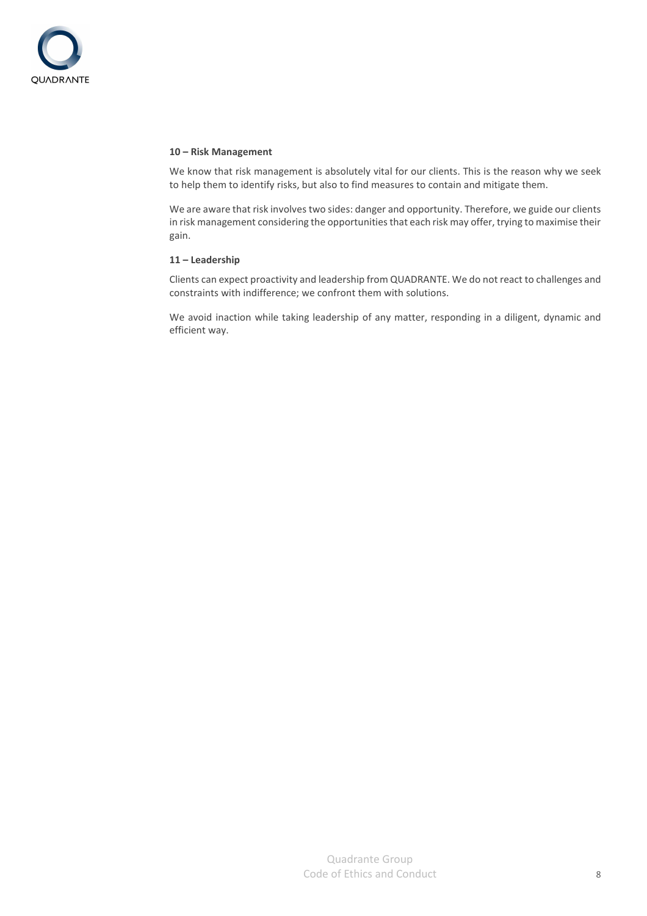**10 – Risk Management**

We know that risk management is absolutely vital for our clients. This is the reason why we seek to help them to identify risks, but also to find measures to contain and mitigate them.

We are aware that risk involves two sides: danger and opportunity. Therefore, we guide our clients in risk management considering the opportunities that each risk may offer, trying to maximise their gain.

**11 – Leadership**

Clients can expect proactivity and leadership from QUADRANTE. We do not react to challenges and constraints with indifference; we confront them with solutions.

We avoid inaction while taking leadership of any matter, responding in a diligent, dynamic and efficient way.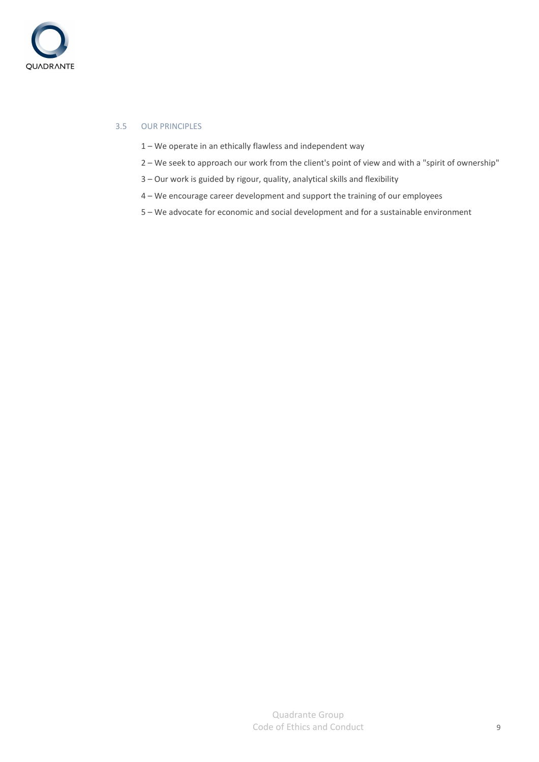## 3.5 OUR PRINCIPLES

1 – We operate in an ethically flawless and independent way

2 – We seek to approach our work from the client's point of view and with a "spirit of ownership"

3 – Our work is guided by rigour, quality, analytical skills and flexibility

4 – We encourage career development and support the training of our employees

5 – We advocate for economic and social development and for a sustainable environment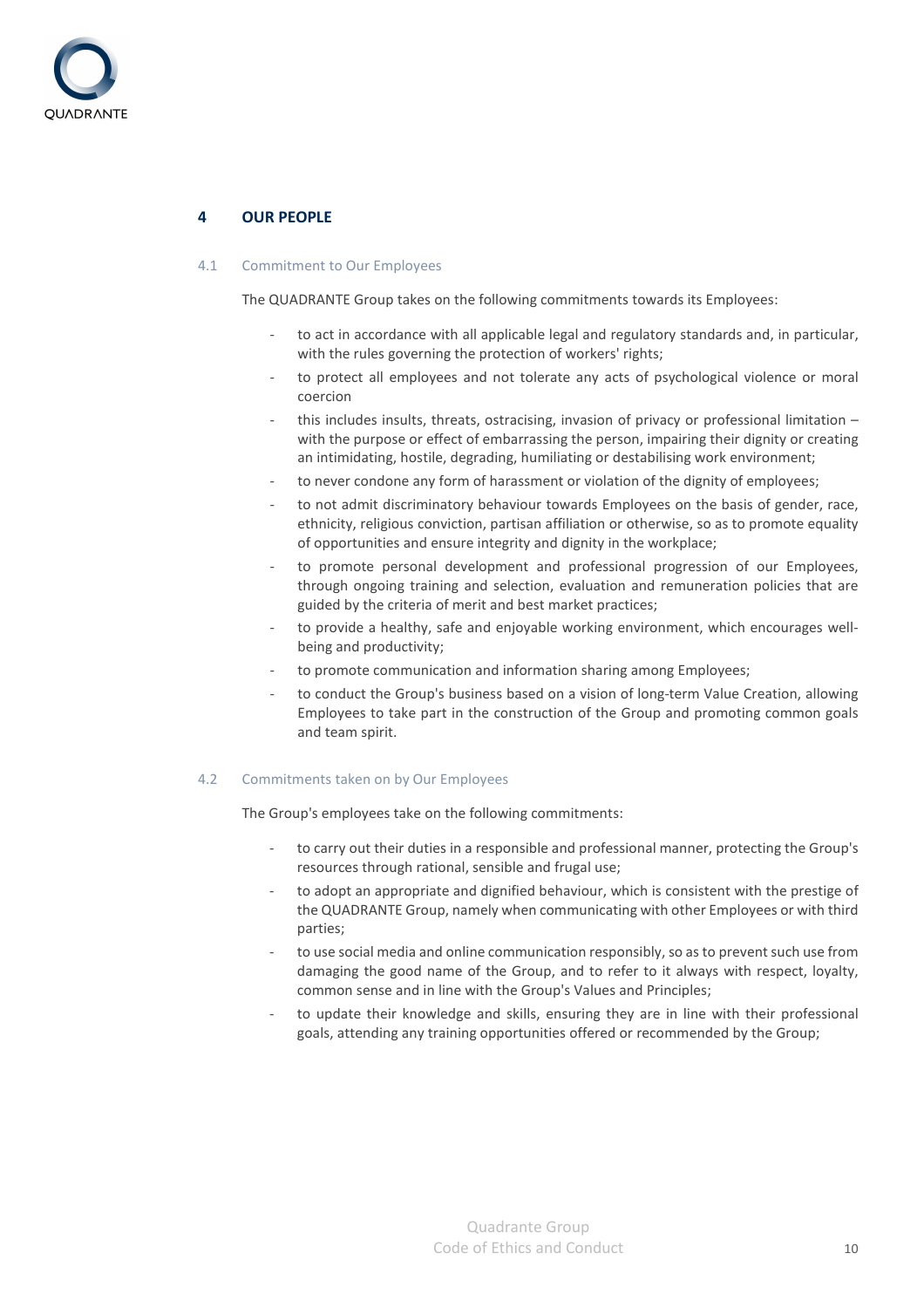## 4 OUR PEOPLE

### 4.1 Commitment to Our Employees

The QUADRANTE Group takes on the following commitments towards its Employees:

- to act in accordance with all applicable legal and regulatory standards and, in particular, with the rules governing the protection of workers' rights;
- to protect all employees and not tolerate any acts of psychological violence or moral coercion
- this includes insults, threats, ostracising, invasion of privacy or professional limitation – with the purpose or effect of embarrassing the person, impairing their dignity or creating an intimidating, hostile, degrading, humiliating or destabilising work environment;
- to never condone any form of harassment or violation of the dignity of employees;
- to not admit discriminatory behaviour towards Employees on the basis of gender, race, ethnicity, religious conviction, partisan affiliation or otherwise, so as to promote equality of opportunities and ensure integrity and dignity in the workplace;
- to promote personal development and professional progression of our Employees, through ongoing training and selection, evaluation and remuneration policies that are guided by the criteria of merit and best market practices;
- to provide a healthy, safe and enjoyable working environment, which encourages well-being and productivity;
- to promote communication and information sharing among Employees;
- to conduct the Group's business based on a vision of long-term Value Creation, allowing Employees to take part in the construction of the Group and promoting common goals and team spirit.

### 4.2 Commitments taken on by Our Employees

The Group's employees take on the following commitments:

- to carry out their duties in a responsible and professional manner, protecting the Group's resources through rational, sensible and frugal use;
- to adopt an appropriate and dignified behaviour, which is consistent with the prestige of the QUADRANTE Group, namely when communicating with other Employees or with third parties;
- to use social media and online communication responsibly, so as to prevent such use from damaging the good name of the Group, and to refer to it always with respect, loyalty, common sense and in line with the Group's Values and Principles;
- to update their knowledge and skills, ensuring they are in line with their professional goals, attending any training opportunities offered or recommended by the Group;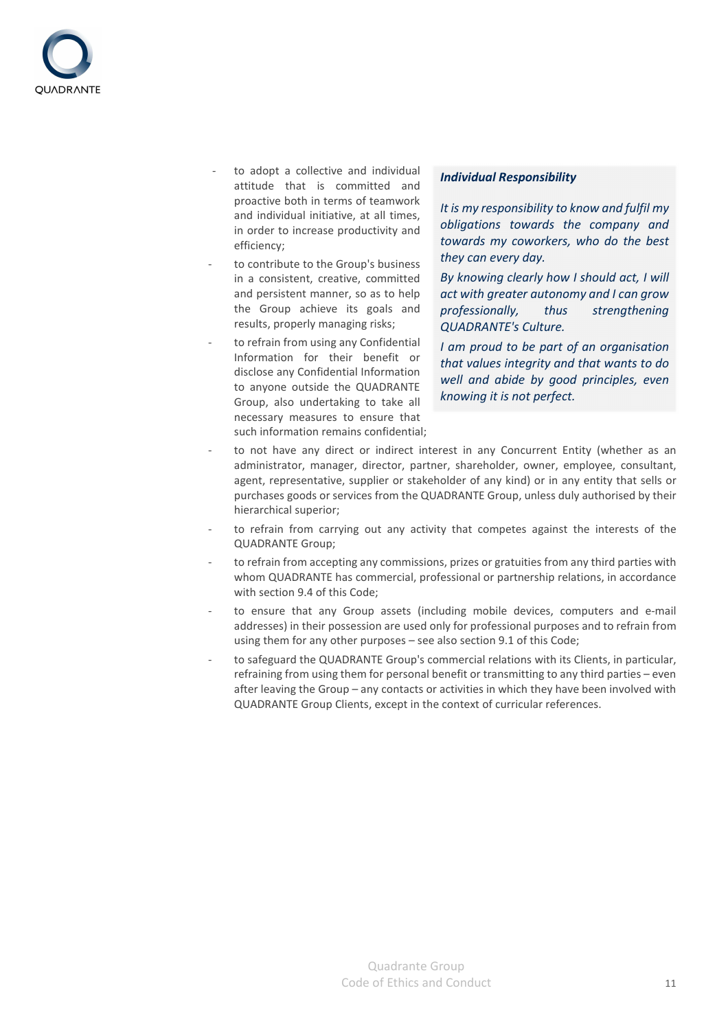- to adopt a collective and individual attitude that is committed and proactive both in terms of teamwork and individual initiative, at all times, in order to increase productivity and efficiency;
- to contribute to the Group's business in a consistent, creative, committed and persistent manner, so as to help the Group achieve its goals and results, properly managing risks;
- to refrain from using any Confidential Information for their benefit or disclose any Confidential Information to anyone outside the QUADRANTE Group, also undertaking to take all necessary measures to ensure that such information remains confidential;

> ***Individual Responsibility***
>
> *It is my responsibility to know and fulfil my obligations towards the company and towards my coworkers, who do the best they can every day.*
>
> *By knowing clearly how I should act, I will act with greater autonomy and I can grow professionally, thus strengthening QUADRANTE's Culture.*
>
> *I am proud to be part of an organisation that values integrity and that wants to do well and abide by good principles, even knowing it is not perfect.*

- to not have any direct or indirect interest in any Concurrent Entity (whether as an administrator, manager, director, partner, shareholder, owner, employee, consultant, agent, representative, supplier or stakeholder of any kind) or in any entity that sells or purchases goods or services from the QUADRANTE Group, unless duly authorised by their hierarchical superior;
- to refrain from carrying out any activity that competes against the interests of the QUADRANTE Group;
- to refrain from accepting any commissions, prizes or gratuities from any third parties with whom QUADRANTE has commercial, professional or partnership relations, in accordance with section 9.4 of this Code;
- to ensure that any Group assets (including mobile devices, computers and e-mail addresses) in their possession are used only for professional purposes and to refrain from using them for any other purposes – see also section 9.1 of this Code;
- to safeguard the QUADRANTE Group's commercial relations with its Clients, in particular, refraining from using them for personal benefit or transmitting to any third parties – even after leaving the Group – any contacts or activities in which they have been involved with QUADRANTE Group Clients, except in the context of curricular references.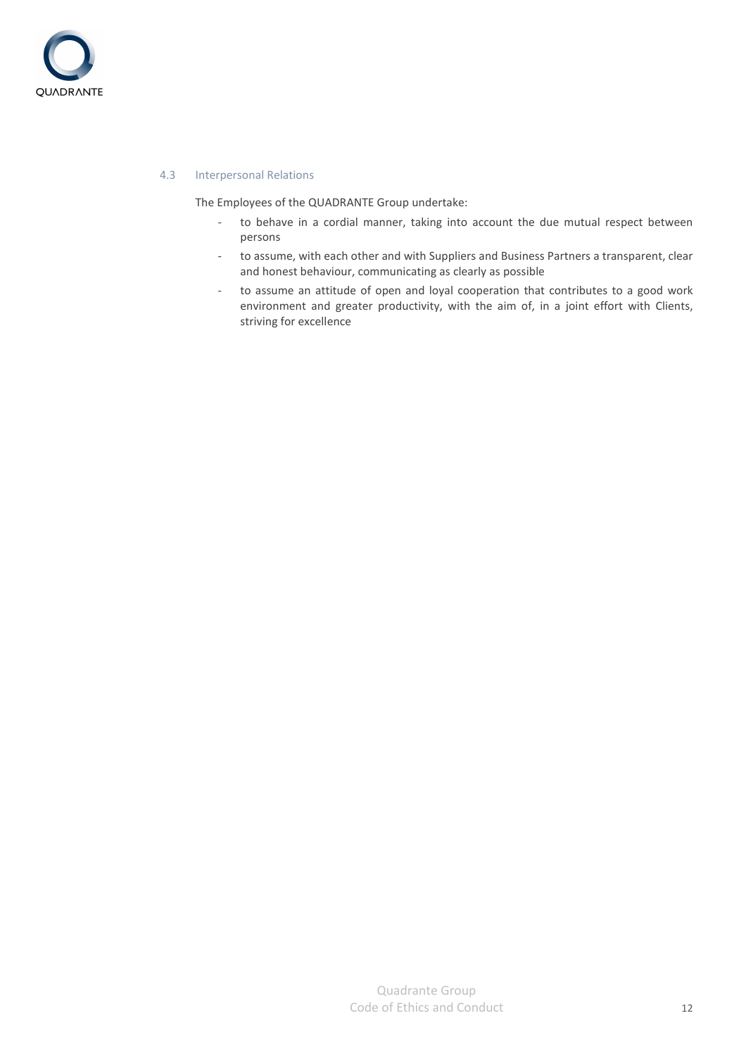### 4.3 Interpersonal Relations

The Employees of the QUADRANTE Group undertake:

- to behave in a cordial manner, taking into account the due mutual respect between persons
- to assume, with each other and with Suppliers and Business Partners a transparent, clear and honest behaviour, communicating as clearly as possible
- to assume an attitude of open and loyal cooperation that contributes to a good work environment and greater productivity, with the aim of, in a joint effort with Clients, striving for excellence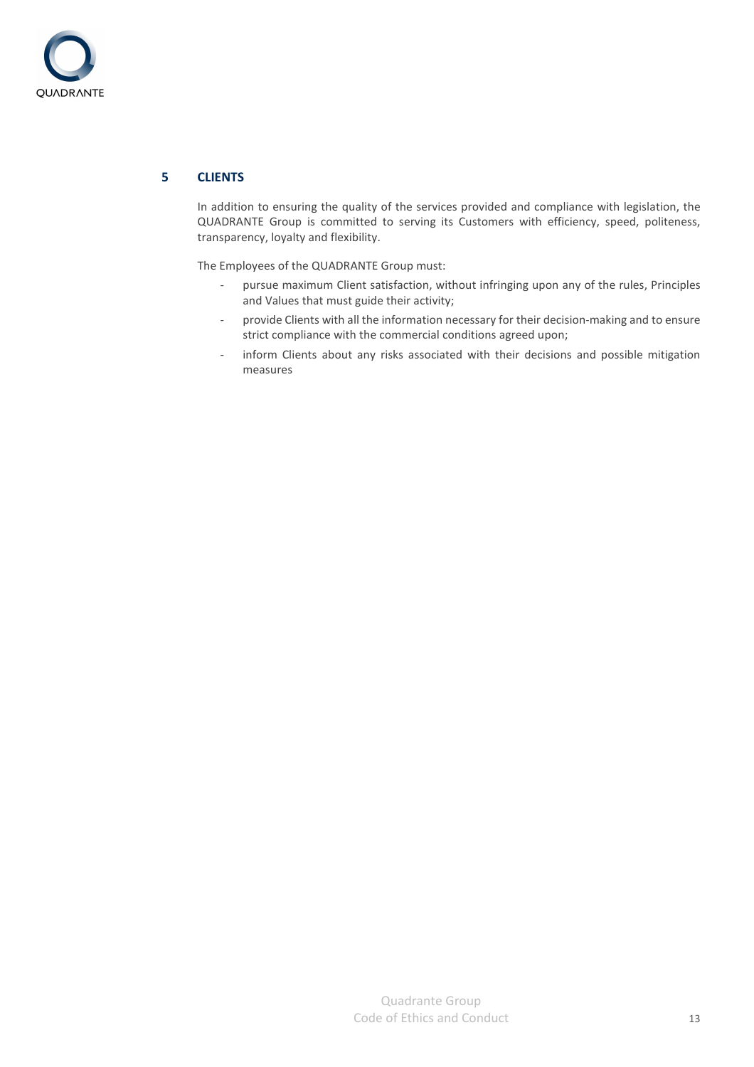## 5 CLIENTS

In addition to ensuring the quality of the services provided and compliance with legislation, the QUADRANTE Group is committed to serving its Customers with efficiency, speed, politeness, transparency, loyalty and flexibility.

The Employees of the QUADRANTE Group must:

- pursue maximum Client satisfaction, without infringing upon any of the rules, Principles and Values that must guide their activity;
- provide Clients with all the information necessary for their decision-making and to ensure strict compliance with the commercial conditions agreed upon;
- inform Clients about any risks associated with their decisions and possible mitigation measures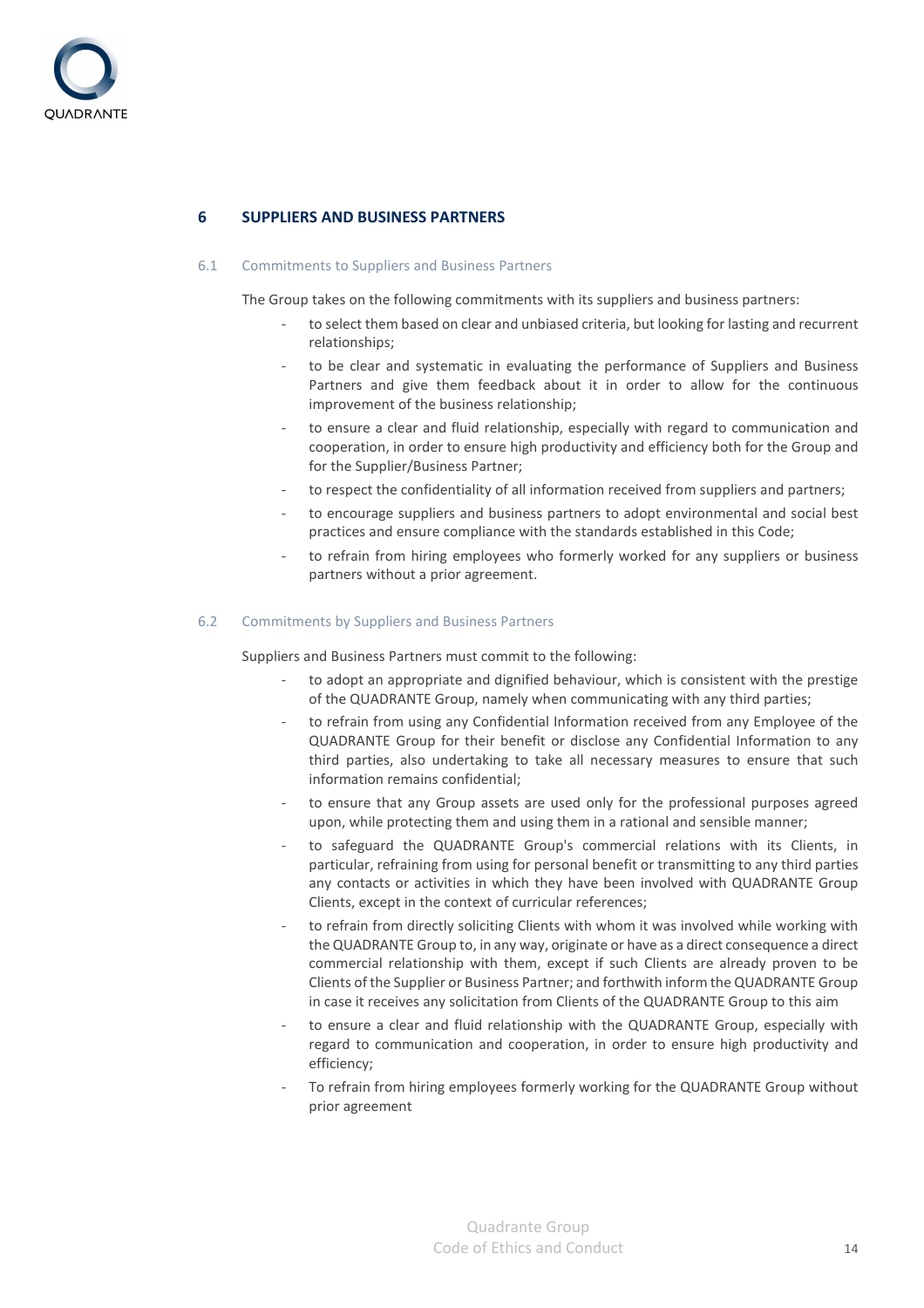## 6 SUPPLIERS AND BUSINESS PARTNERS

### 6.1 Commitments to Suppliers and Business Partners

The Group takes on the following commitments with its suppliers and business partners:

- to select them based on clear and unbiased criteria, but looking for lasting and recurrent relationships;
- to be clear and systematic in evaluating the performance of Suppliers and Business Partners and give them feedback about it in order to allow for the continuous improvement of the business relationship;
- to ensure a clear and fluid relationship, especially with regard to communication and cooperation, in order to ensure high productivity and efficiency both for the Group and for the Supplier/Business Partner;
- to respect the confidentiality of all information received from suppliers and partners;
- to encourage suppliers and business partners to adopt environmental and social best practices and ensure compliance with the standards established in this Code;
- to refrain from hiring employees who formerly worked for any suppliers or business partners without a prior agreement.

### 6.2 Commitments by Suppliers and Business Partners

Suppliers and Business Partners must commit to the following:

- to adopt an appropriate and dignified behaviour, which is consistent with the prestige of the QUADRANTE Group, namely when communicating with any third parties;
- to refrain from using any Confidential Information received from any Employee of the QUADRANTE Group for their benefit or disclose any Confidential Information to any third parties, also undertaking to take all necessary measures to ensure that such information remains confidential;
- to ensure that any Group assets are used only for the professional purposes agreed upon, while protecting them and using them in a rational and sensible manner;
- to safeguard the QUADRANTE Group's commercial relations with its Clients, in particular, refraining from using for personal benefit or transmitting to any third parties any contacts or activities in which they have been involved with QUADRANTE Group Clients, except in the context of curricular references;
- to refrain from directly soliciting Clients with whom it was involved while working with the QUADRANTE Group to, in any way, originate or have as a direct consequence a direct commercial relationship with them, except if such Clients are already proven to be Clients of the Supplier or Business Partner; and forthwith inform the QUADRANTE Group in case it receives any solicitation from Clients of the QUADRANTE Group to this aim
- to ensure a clear and fluid relationship with the QUADRANTE Group, especially with regard to communication and cooperation, in order to ensure high productivity and efficiency;
- To refrain from hiring employees formerly working for the QUADRANTE Group without prior agreement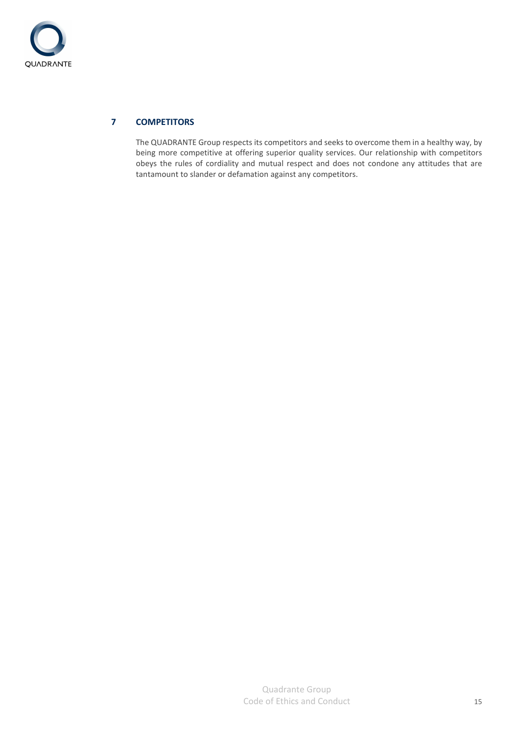## 7 COMPETITORS

The QUADRANTE Group respects its competitors and seeks to overcome them in a healthy way, by being more competitive at offering superior quality services. Our relationship with competitors obeys the rules of cordiality and mutual respect and does not condone any attitudes that are tantamount to slander or defamation against any competitors.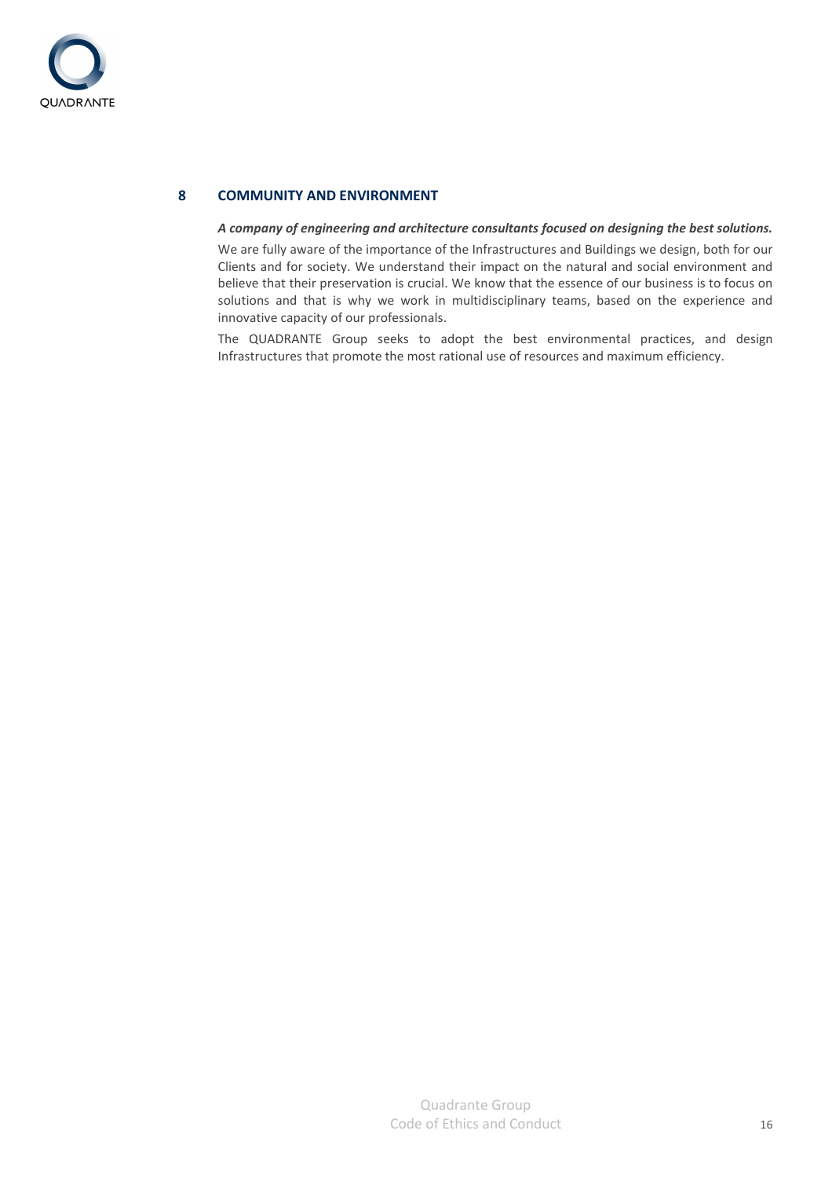## 8 COMMUNITY AND ENVIRONMENT

***A company of engineering and architecture consultants focused on designing the best solutions.***

We are fully aware of the importance of the Infrastructures and Buildings we design, both for our Clients and for society. We understand their impact on the natural and social environment and believe that their preservation is crucial. We know that the essence of our business is to focus on solutions and that is why we work in multidisciplinary teams, based on the experience and innovative capacity of our professionals.

The QUADRANTE Group seeks to adopt the best environmental practices, and design Infrastructures that promote the most rational use of resources and maximum efficiency.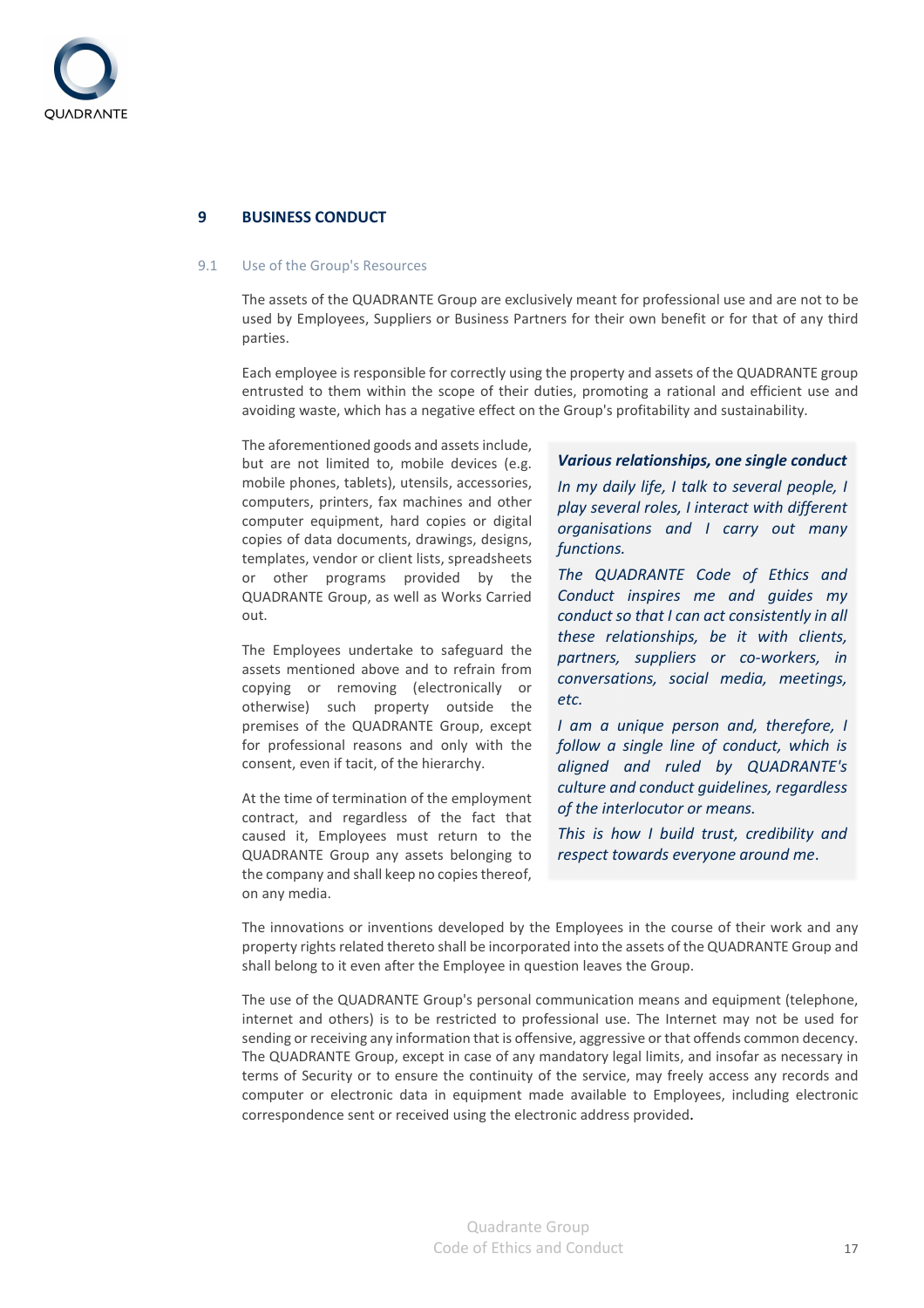## 9 BUSINESS CONDUCT

### 9.1 Use of the Group's Resources

The assets of the QUADRANTE Group are exclusively meant for professional use and are not to be used by Employees, Suppliers or Business Partners for their own benefit or for that of any third parties.

Each employee is responsible for correctly using the property and assets of the QUADRANTE group entrusted to them within the scope of their duties, promoting a rational and efficient use and avoiding waste, which has a negative effect on the Group's profitability and sustainability.

The aforementioned goods and assets include, but are not limited to, mobile devices (e.g. mobile phones, tablets), utensils, accessories, computers, printers, fax machines and other computer equipment, hard copies or digital copies of data documents, drawings, designs, templates, vendor or client lists, spreadsheets or other programs provided by the QUADRANTE Group, as well as Works Carried out.

The Employees undertake to safeguard the assets mentioned above and to refrain from copying or removing (electronically or otherwise) such property outside the premises of the QUADRANTE Group, except for professional reasons and only with the consent, even if tacit, of the hierarchy.

At the time of termination of the employment contract, and regardless of the fact that caused it, Employees must return to the QUADRANTE Group any assets belonging to the company and shall keep no copies thereof, on any media.

***Various relationships, one single conduct***

*In my daily life, I talk to several people, I play several roles, I interact with different organisations and I carry out many functions.*

*The QUADRANTE Code of Ethics and Conduct inspires me and guides my conduct so that I can act consistently in all these relationships, be it with clients, partners, suppliers or co-workers, in conversations, social media, meetings, etc.*

*I am a unique person and, therefore, I follow a single line of conduct, which is aligned and ruled by QUADRANTE's culture and conduct guidelines, regardless of the interlocutor or means.*

*This is how I build trust, credibility and respect towards everyone around me.*

The innovations or inventions developed by the Employees in the course of their work and any property rights related thereto shall be incorporated into the assets of the QUADRANTE Group and shall belong to it even after the Employee in question leaves the Group.

The use of the QUADRANTE Group's personal communication means and equipment (telephone, internet and others) is to be restricted to professional use. The Internet may not be used for sending or receiving any information that is offensive, aggressive or that offends common decency. The QUADRANTE Group, except in case of any mandatory legal limits, and insofar as necessary in terms of Security or to ensure the continuity of the service, may freely access any records and computer or electronic data in equipment made available to Employees, including electronic correspondence sent or received using the electronic address provided.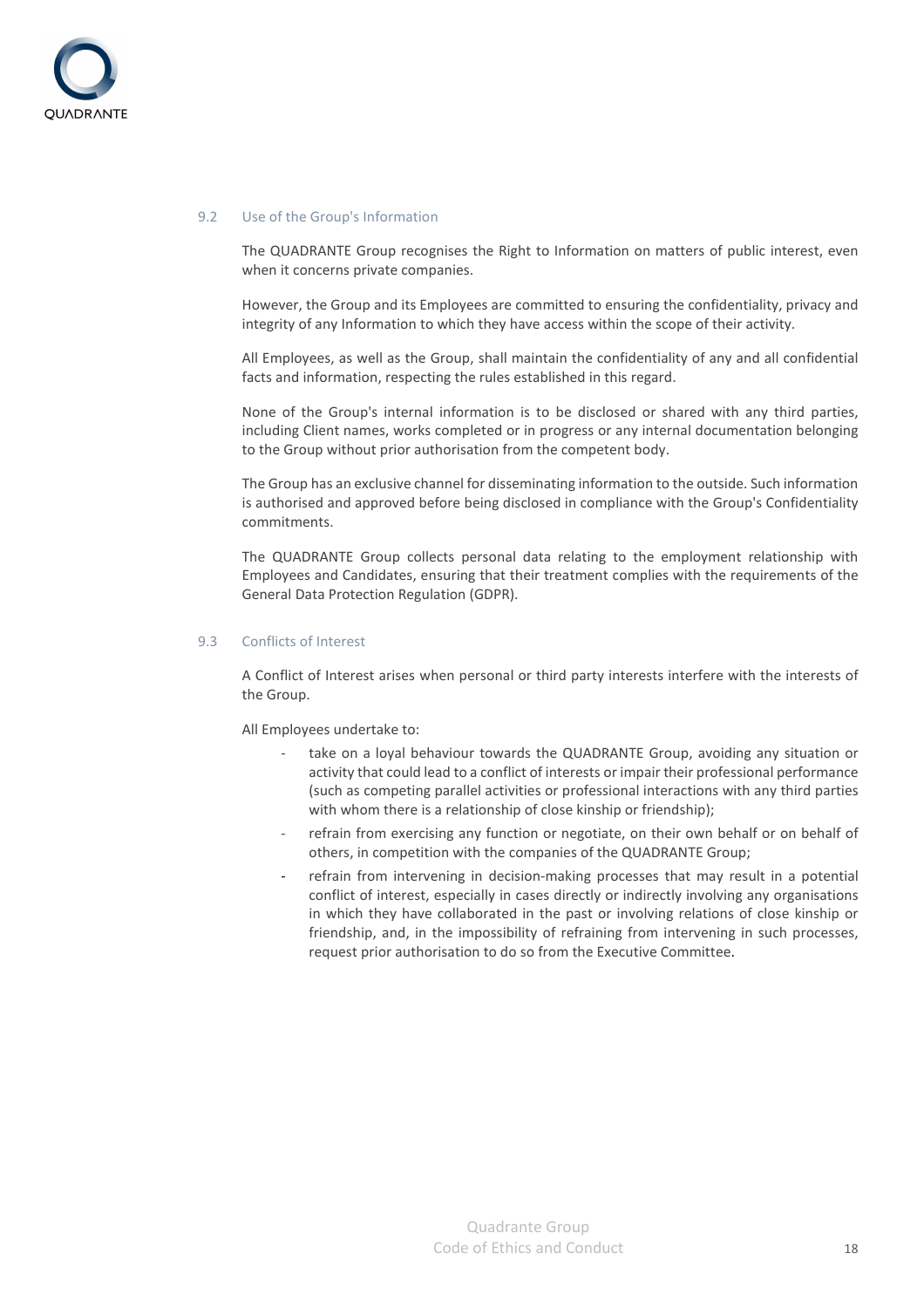### 9.2 Use of the Group's Information

The QUADRANTE Group recognises the Right to Information on matters of public interest, even when it concerns private companies.

However, the Group and its Employees are committed to ensuring the confidentiality, privacy and integrity of any Information to which they have access within the scope of their activity.

All Employees, as well as the Group, shall maintain the confidentiality of any and all confidential facts and information, respecting the rules established in this regard.

None of the Group's internal information is to be disclosed or shared with any third parties, including Client names, works completed or in progress or any internal documentation belonging to the Group without prior authorisation from the competent body.

The Group has an exclusive channel for disseminating information to the outside. Such information is authorised and approved before being disclosed in compliance with the Group's Confidentiality commitments.

The QUADRANTE Group collects personal data relating to the employment relationship with Employees and Candidates, ensuring that their treatment complies with the requirements of the General Data Protection Regulation (GDPR).

### 9.3 Conflicts of Interest

A Conflict of Interest arises when personal or third party interests interfere with the interests of the Group.

All Employees undertake to:

- take on a loyal behaviour towards the QUADRANTE Group, avoiding any situation or activity that could lead to a conflict of interests or impair their professional performance (such as competing parallel activities or professional interactions with any third parties with whom there is a relationship of close kinship or friendship);
- refrain from exercising any function or negotiate, on their own behalf or on behalf of others, in competition with the companies of the QUADRANTE Group;
- refrain from intervening in decision-making processes that may result in a potential conflict of interest, especially in cases directly or indirectly involving any organisations in which they have collaborated in the past or involving relations of close kinship or friendship, and, in the impossibility of refraining from intervening in such processes, request prior authorisation to do so from the Executive Committee.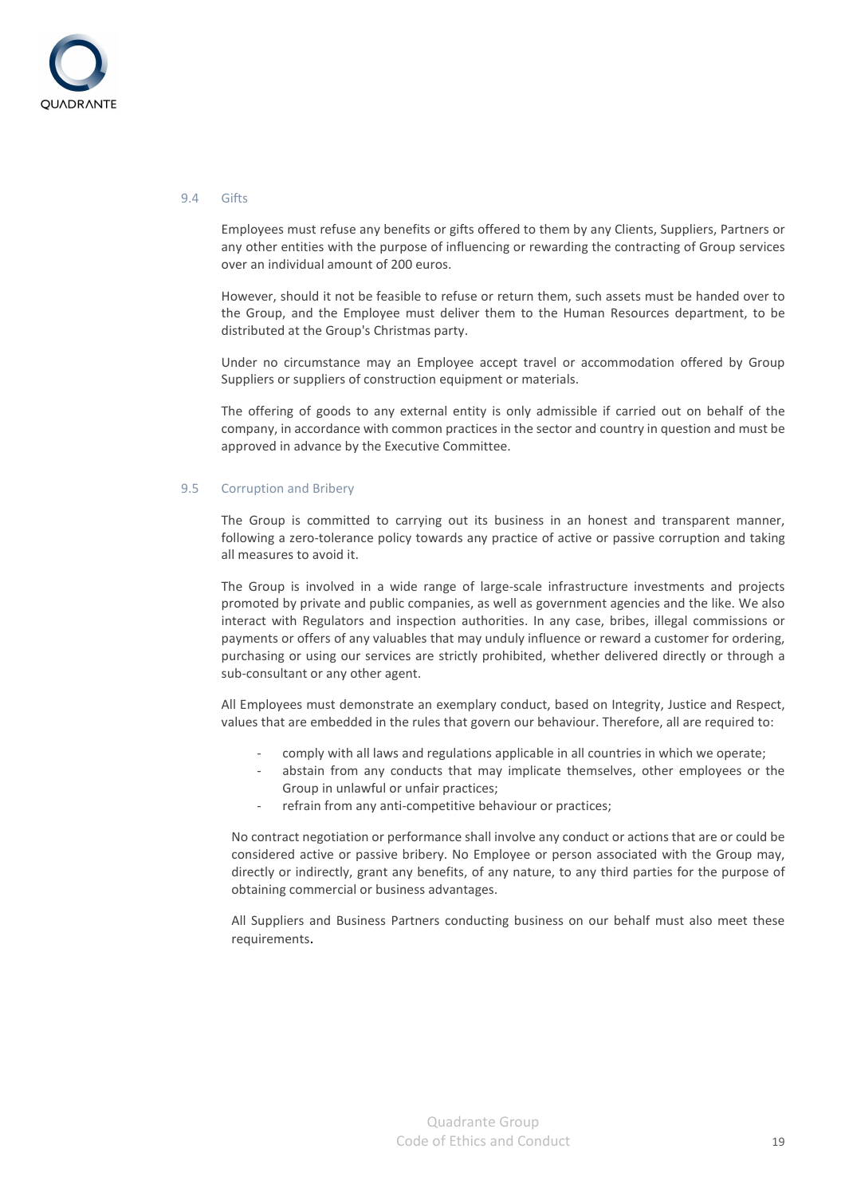### 9.4 Gifts

Employees must refuse any benefits or gifts offered to them by any Clients, Suppliers, Partners or any other entities with the purpose of influencing or rewarding the contracting of Group services over an individual amount of 200 euros.

However, should it not be feasible to refuse or return them, such assets must be handed over to the Group, and the Employee must deliver them to the Human Resources department, to be distributed at the Group's Christmas party.

Under no circumstance may an Employee accept travel or accommodation offered by Group Suppliers or suppliers of construction equipment or materials.

The offering of goods to any external entity is only admissible if carried out on behalf of the company, in accordance with common practices in the sector and country in question and must be approved in advance by the Executive Committee.

### 9.5 Corruption and Bribery

The Group is committed to carrying out its business in an honest and transparent manner, following a zero-tolerance policy towards any practice of active or passive corruption and taking all measures to avoid it.

The Group is involved in a wide range of large-scale infrastructure investments and projects promoted by private and public companies, as well as government agencies and the like. We also interact with Regulators and inspection authorities. In any case, bribes, illegal commissions or payments or offers of any valuables that may unduly influence or reward a customer for ordering, purchasing or using our services are strictly prohibited, whether delivered directly or through a sub-consultant or any other agent.

All Employees must demonstrate an exemplary conduct, based on Integrity, Justice and Respect, values that are embedded in the rules that govern our behaviour. Therefore, all are required to:

- comply with all laws and regulations applicable in all countries in which we operate;
- abstain from any conducts that may implicate themselves, other employees or the Group in unlawful or unfair practices;
- refrain from any anti-competitive behaviour or practices;

No contract negotiation or performance shall involve any conduct or actions that are or could be considered active or passive bribery. No Employee or person associated with the Group may, directly or indirectly, grant any benefits, of any nature, to any third parties for the purpose of obtaining commercial or business advantages.

All Suppliers and Business Partners conducting business on our behalf must also meet these requirements.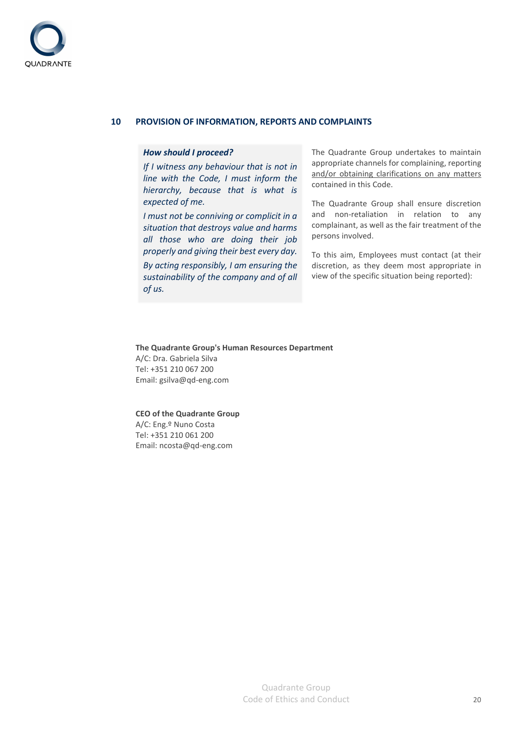## 10 PROVISION OF INFORMATION, REPORTS AND COMPLAINTS

***How should I proceed?***

*If I witness any behaviour that is not in line with the Code, I must inform the hierarchy, because that is what is expected of me.*

*I must not be conniving or complicit in a situation that destroys value and harms all those who are doing their job properly and giving their best every day.*

*By acting responsibly, I am ensuring the sustainability of the company and of all of us.*

The Quadrante Group undertakes to maintain appropriate channels for complaining, reporting and/or obtaining clarifications on any matters contained in this Code.

The Quadrante Group shall ensure discretion and non-retaliation in relation to any complainant, as well as the fair treatment of the persons involved.

To this aim, Employees must contact (at their discretion, as they deem most appropriate in view of the specific situation being reported):

**The Quadrante Group's Human Resources Department**
A/C: Dra. Gabriela Silva
Tel: +351 210 067 200
Email: gsilva@qd-eng.com

**CEO of the Quadrante Group**
A/C: Eng.º Nuno Costa
Tel: +351 210 061 200
Email: ncosta@qd-eng.com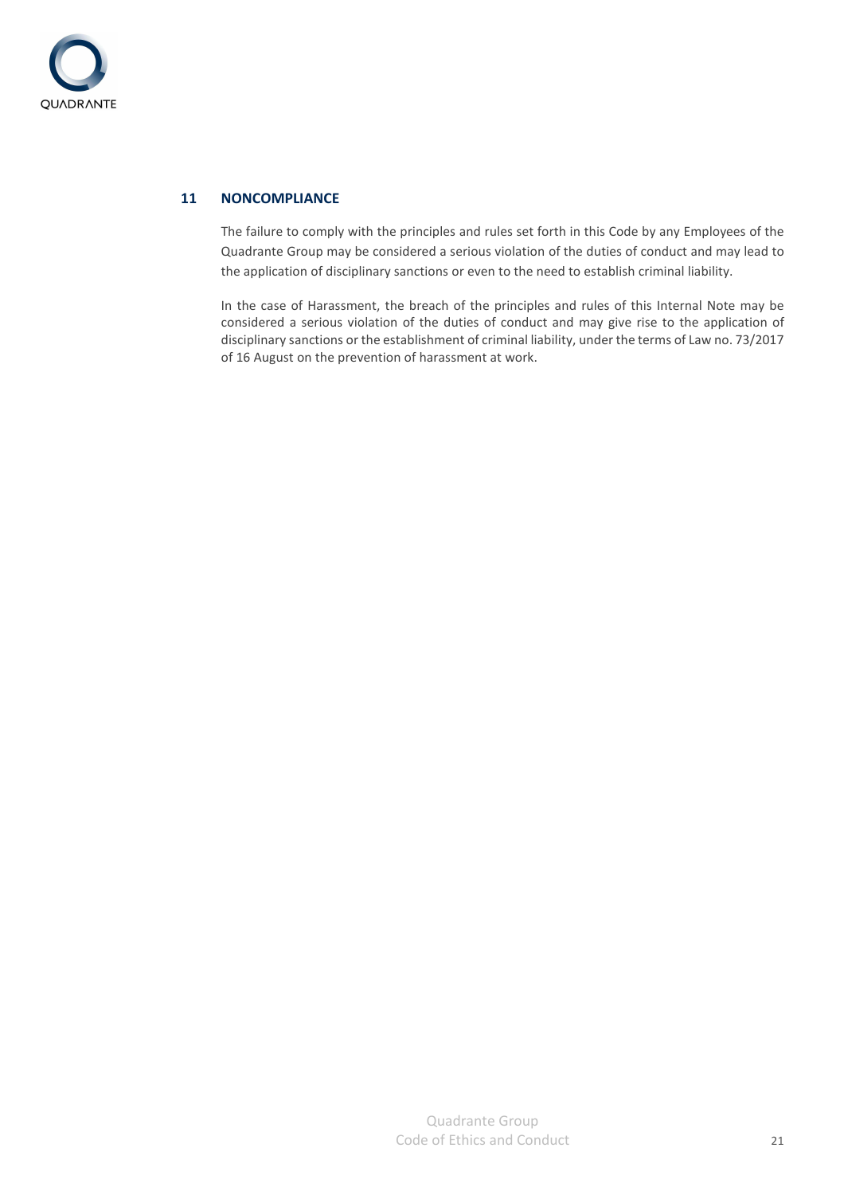## 11 NONCOMPLIANCE

The failure to comply with the principles and rules set forth in this Code by any Employees of the Quadrante Group may be considered a serious violation of the duties of conduct and may lead to the application of disciplinary sanctions or even to the need to establish criminal liability.

In the case of Harassment, the breach of the principles and rules of this Internal Note may be considered a serious violation of the duties of conduct and may give rise to the application of disciplinary sanctions or the establishment of criminal liability, under the terms of Law no. 73/2017 of 16 August on the prevention of harassment at work.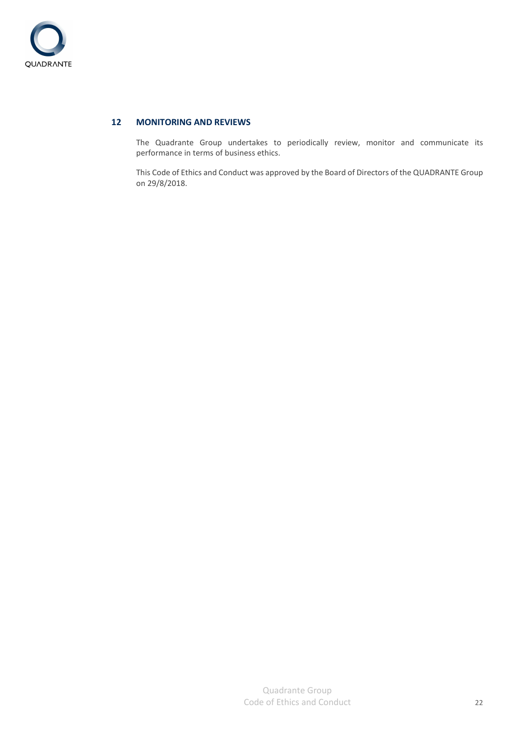## 12 MONITORING AND REVIEWS

The Quadrante Group undertakes to periodically review, monitor and communicate its performance in terms of business ethics.

This Code of Ethics and Conduct was approved by the Board of Directors of the QUADRANTE Group on 29/8/2018.